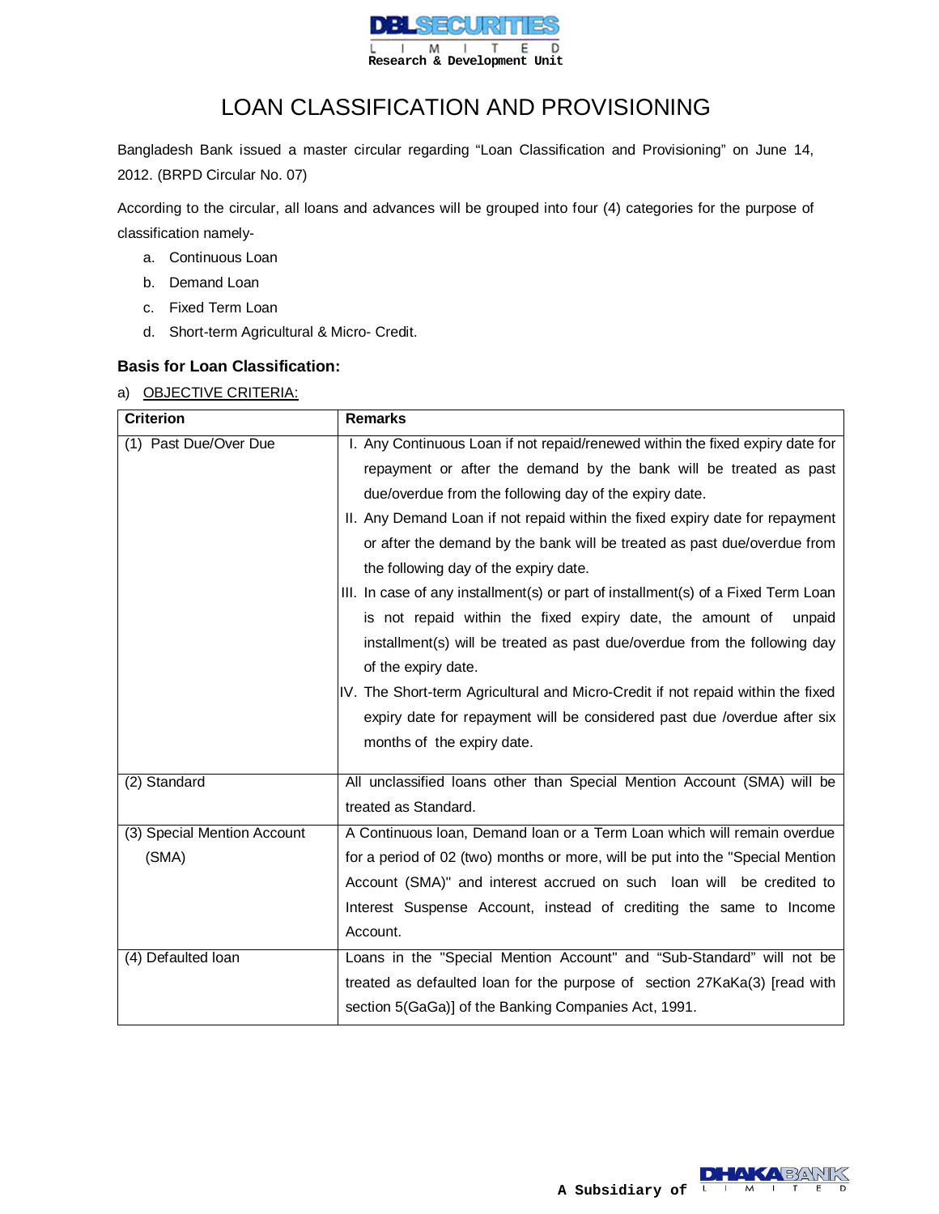# LOAN CLASSIFICATION AND PROVISIONING

Bangladesh Bank issued a master circular regarding "Loan Classification and Provisioning" on June 14, 2012. (BRPD Circular No. 07)

According to the circular, all loans and advances will be grouped into four (4) categories for the purpose of classification namely-

a. Continuous Loan
b. Demand Loan
c. Fixed Term Loan
d. Short-term Agricultural & Micro- Credit.

## Basis for Loan Classification:

a) OBJECTIVE CRITERIA:

| Criterion | Remarks |
|---|---|
| (1) Past Due/Over Due | I. Any Continuous Loan if not repaid/renewed within the fixed expiry date for repayment or after the demand by the bank will be treated as past due/overdue from the following day of the expiry date.<br>II. Any Demand Loan if not repaid within the fixed expiry date for repayment or after the demand by the bank will be treated as past due/overdue from the following day of the expiry date.<br>III. In case of any installment(s) or part of installment(s) of a Fixed Term Loan is not repaid within the fixed expiry date, the amount of unpaid installment(s) will be treated as past due/overdue from the following day of the expiry date.<br>IV. The Short-term Agricultural and Micro-Credit if not repaid within the fixed expiry date for repayment will be considered past due /overdue after six months of the expiry date. |
| (2) Standard | All unclassified loans other than Special Mention Account (SMA) will be treated as Standard. |
| (3) Special Mention Account (SMA) | A Continuous loan, Demand loan or a Term Loan which will remain overdue for a period of 02 (two) months or more, will be put into the "Special Mention Account (SMA)" and interest accrued on such loan will be credited to Interest Suspense Account, instead of crediting the same to Income Account. |
| (4) Defaulted loan | Loans in the "Special Mention Account" and "Sub-Standard" will not be treated as defaulted loan for the purpose of section 27KaKa(3) [read with section 5(GaGa)] of the Banking Companies Act, 1991. |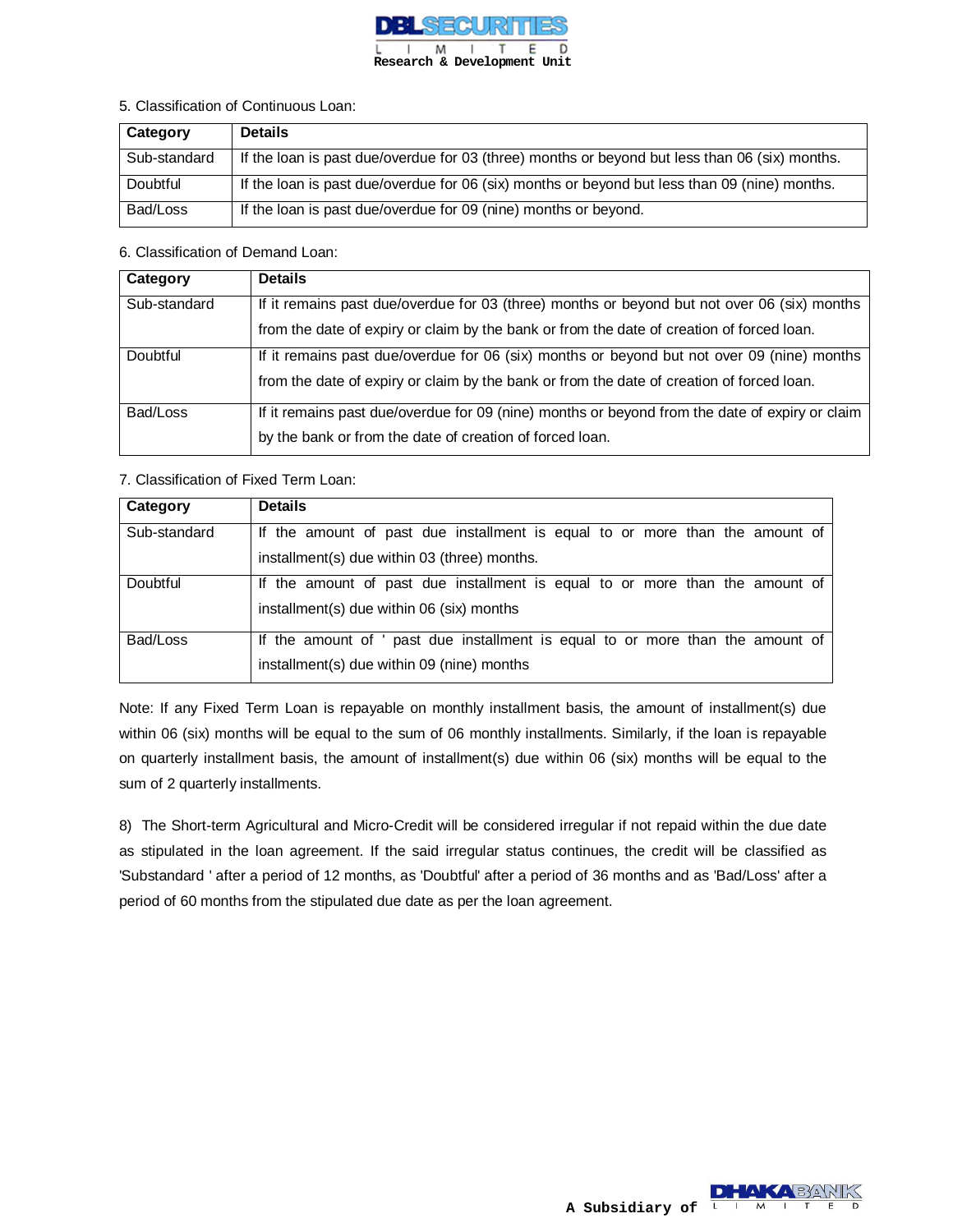5. Classification of Continuous Loan:

| Category | Details |
|---|---|
| Sub-standard | If the loan is past due/overdue for 03 (three) months or beyond but less than 06 (six) months. |
| Doubtful | If the loan is past due/overdue for 06 (six) months or beyond but less than 09 (nine) months. |
| Bad/Loss | If the loan is past due/overdue for 09 (nine) months or beyond. |

6. Classification of Demand Loan:

| Category | Details |
|---|---|
| Sub-standard | If it remains past due/overdue for 03 (three) months or beyond but not over 06 (six) months from the date of expiry or claim by the bank or from the date of creation of forced loan. |
| Doubtful | If it remains past due/overdue for 06 (six) months or beyond but not over 09 (nine) months from the date of expiry or claim by the bank or from the date of creation of forced loan. |
| Bad/Loss | If it remains past due/overdue for 09 (nine) months or beyond from the date of expiry or claim by the bank or from the date of creation of forced loan. |

7. Classification of Fixed Term Loan:

| Category | Details |
|---|---|
| Sub-standard | If the amount of past due installment is equal to or more than the amount of installment(s) due within 03 (three) months. |
| Doubtful | If the amount of past due installment is equal to or more than the amount of installment(s) due within 06 (six) months |
| Bad/Loss | If the amount of ' past due installment is equal to or more than the amount of installment(s) due within 09 (nine) months |

Note: If any Fixed Term Loan is repayable on monthly installment basis, the amount of installment(s) due within 06 (six) months will be equal to the sum of 06 monthly installments. Similarly, if the loan is repayable on quarterly installment basis, the amount of installment(s) due within 06 (six) months will be equal to the sum of 2 quarterly installments.

8) The Short-term Agricultural and Micro-Credit will be considered irregular if not repaid within the due date as stipulated in the loan agreement. If the said irregular status continues, the credit will be classified as 'Substandard ' after a period of 12 months, as 'Doubtful' after a period of 36 months and as 'Bad/Loss' after a period of 60 months from the stipulated due date as per the loan agreement.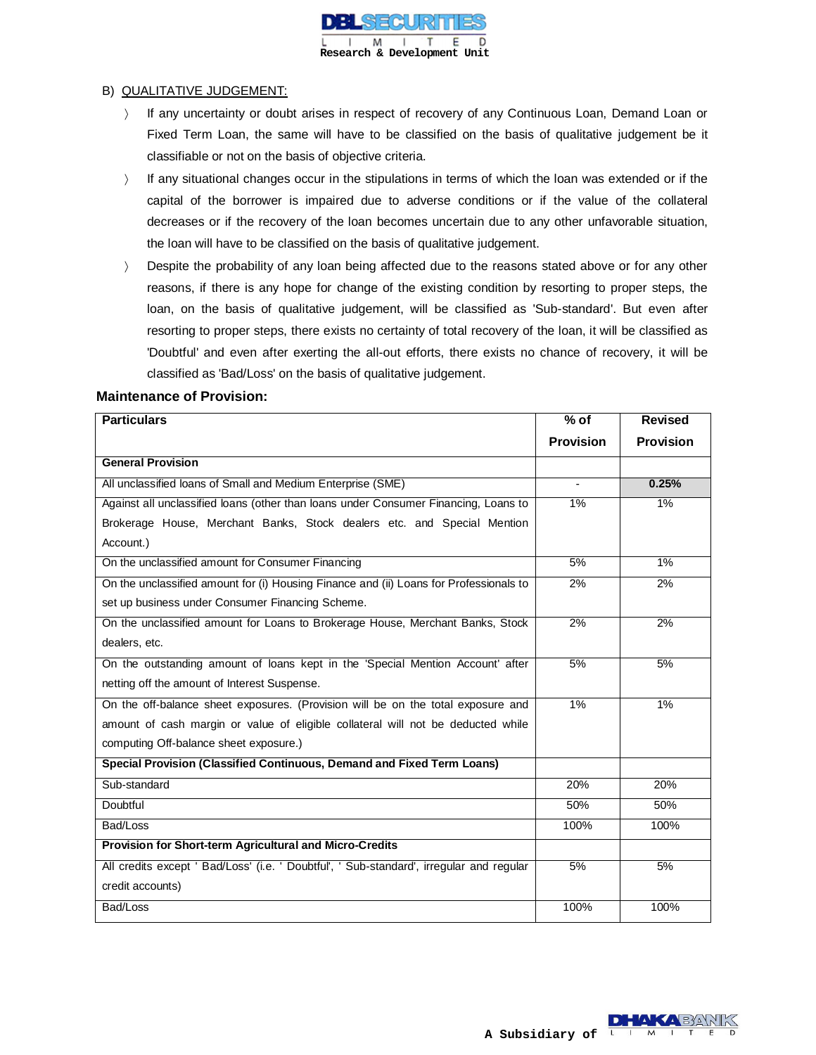B) QUALITATIVE JUDGEMENT:

- If any uncertainty or doubt arises in respect of recovery of any Continuous Loan, Demand Loan or Fixed Term Loan, the same will have to be classified on the basis of qualitative judgement be it classifiable or not on the basis of objective criteria.
- If any situational changes occur in the stipulations in terms of which the loan was extended or if the capital of the borrower is impaired due to adverse conditions or if the value of the collateral decreases or if the recovery of the loan becomes uncertain due to any other unfavorable situation, the loan will have to be classified on the basis of qualitative judgement.
- Despite the probability of any loan being affected due to the reasons stated above or for any other reasons, if there is any hope for change of the existing condition by resorting to proper steps, the loan, on the basis of qualitative judgement, will be classified as 'Sub-standard'. But even after resorting to proper steps, there exists no certainty of total recovery of the loan, it will be classified as 'Doubtful' and even after exerting the all-out efforts, there exists no chance of recovery, it will be classified as 'Bad/Loss' on the basis of qualitative judgement.

**Maintenance of Provision:**

| Particulars | % of Provision | Revised Provision |
|---|---|---|
| **General Provision** | | |
| All unclassified loans of Small and Medium Enterprise (SME) | - | **0.25%** |
| Against all unclassified loans (other than loans under Consumer Financing, Loans to Brokerage House, Merchant Banks, Stock dealers etc. and Special Mention Account.) | 1% | 1% |
| On the unclassified amount for Consumer Financing | 5% | 1% |
| On the unclassified amount for (i) Housing Finance and (ii) Loans for Professionals to set up business under Consumer Financing Scheme. | 2% | 2% |
| On the unclassified amount for Loans to Brokerage House, Merchant Banks, Stock dealers, etc. | 2% | 2% |
| On the outstanding amount of loans kept in the 'Special Mention Account' after netting off the amount of Interest Suspense. | 5% | 5% |
| On the off-balance sheet exposures. (Provision will be on the total exposure and amount of cash margin or value of eligible collateral will not be deducted while computing Off-balance sheet exposure.) | 1% | 1% |
| **Special Provision (Classified Continuous, Demand and Fixed Term Loans)** | | |
| Sub-standard | 20% | 20% |
| Doubtful | 50% | 50% |
| Bad/Loss | 100% | 100% |
| **Provision for Short-term Agricultural and Micro-Credits** | | |
| All credits except ' Bad/Loss' (i.e. ' Doubtful', ' Sub-standard', irregular and regular credit accounts) | 5% | 5% |
| Bad/Loss | 100% | 100% |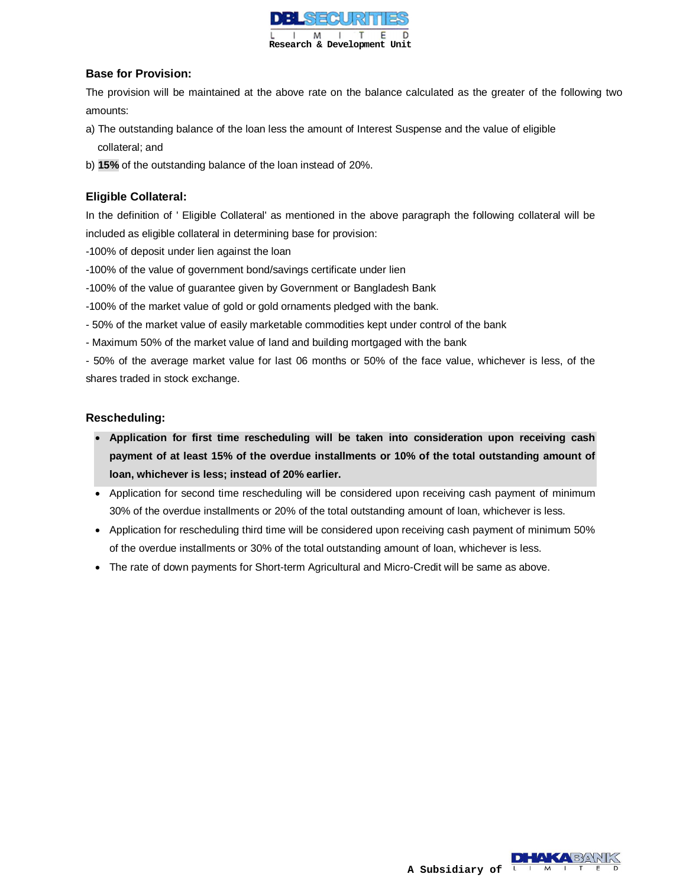### Base for Provision:

The provision will be maintained at the above rate on the balance calculated as the greater of the following two amounts:

a) The outstanding balance of the loan less the amount of Interest Suspense and the value of eligible collateral; and

b) **15%** of the outstanding balance of the loan instead of 20%.

### Eligible Collateral:

In the definition of ' Eligible Collateral' as mentioned in the above paragraph the following collateral will be included as eligible collateral in determining base for provision:

-100% of deposit under lien against the loan

-100% of the value of government bond/savings certificate under lien

-100% of the value of guarantee given by Government or Bangladesh Bank

-100% of the market value of gold or gold ornaments pledged with the bank.

- 50% of the market value of easily marketable commodities kept under control of the bank

- Maximum 50% of the market value of land and building mortgaged with the bank

- 50% of the average market value for last 06 months or 50% of the face value, whichever is less, of the shares traded in stock exchange.

### Rescheduling:

- **Application for first time rescheduling will be taken into consideration upon receiving cash payment of at least 15% of the overdue installments or 10% of the total outstanding amount of loan, whichever is less; instead of 20% earlier.**
- Application for second time rescheduling will be considered upon receiving cash payment of minimum 30% of the overdue installments or 20% of the total outstanding amount of loan, whichever is less.
- Application for rescheduling third time will be considered upon receiving cash payment of minimum 50% of the overdue installments or 30% of the total outstanding amount of loan, whichever is less.
- The rate of down payments for Short-term Agricultural and Micro-Credit will be same as above.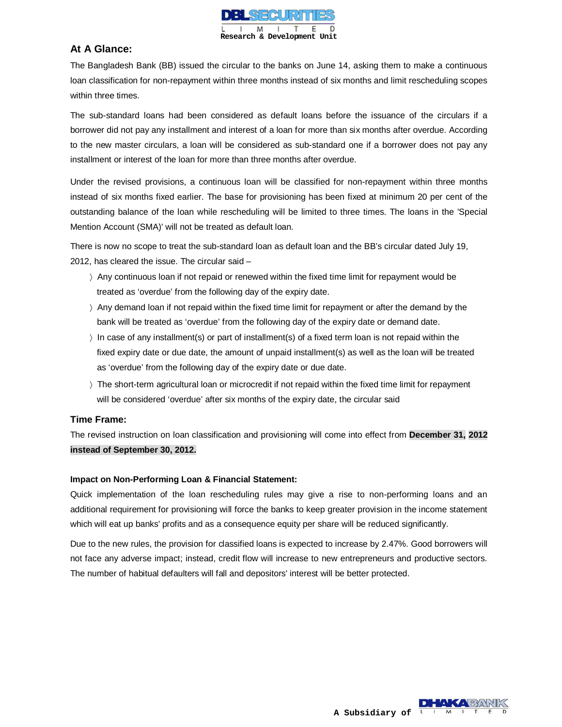## At A Glance:

The Bangladesh Bank (BB) issued the circular to the banks on June 14, asking them to make a continuous loan classification for non-repayment within three months instead of six months and limit rescheduling scopes within three times.

The sub-standard loans had been considered as default loans before the issuance of the circulars if a borrower did not pay any installment and interest of a loan for more than six months after overdue. According to the new master circulars, a loan will be considered as sub-standard one if a borrower does not pay any installment or interest of the loan for more than three months after overdue.

Under the revised provisions, a continuous loan will be classified for non-repayment within three months instead of six months fixed earlier. The base for provisioning has been fixed at minimum 20 per cent of the outstanding balance of the loan while rescheduling will be limited to three times. The loans in the 'Special Mention Account (SMA)' will not be treated as default loan.

There is now no scope to treat the sub-standard loan as default loan and the BB's circular dated July 19, 2012, has cleared the issue. The circular said –

- Any continuous loan if not repaid or renewed within the fixed time limit for repayment would be treated as 'overdue' from the following day of the expiry date.
- Any demand loan if not repaid within the fixed time limit for repayment or after the demand by the bank will be treated as 'overdue' from the following day of the expiry date or demand date.
- In case of any installment(s) or part of installment(s) of a fixed term loan is not repaid within the fixed expiry date or due date, the amount of unpaid installment(s) as well as the loan will be treated as 'overdue' from the following day of the expiry date or due date.
- The short-term agricultural loan or microcredit if not repaid within the fixed time limit for repayment will be considered 'overdue' after six months of the expiry date, the circular said

## Time Frame:

The revised instruction on loan classification and provisioning will come into effect from **December 31, 2012 instead of September 30, 2012.**

### Impact on Non-Performing Loan & Financial Statement:

Quick implementation of the loan rescheduling rules may give a rise to non-performing loans and an additional requirement for provisioning will force the banks to keep greater provision in the income statement which will eat up banks' profits and as a consequence equity per share will be reduced significantly.

Due to the new rules, the provision for classified loans is expected to increase by 2.47%. Good borrowers will not face any adverse impact; instead, credit flow will increase to new entrepreneurs and productive sectors. The number of habitual defaulters will fall and depositors' interest will be better protected.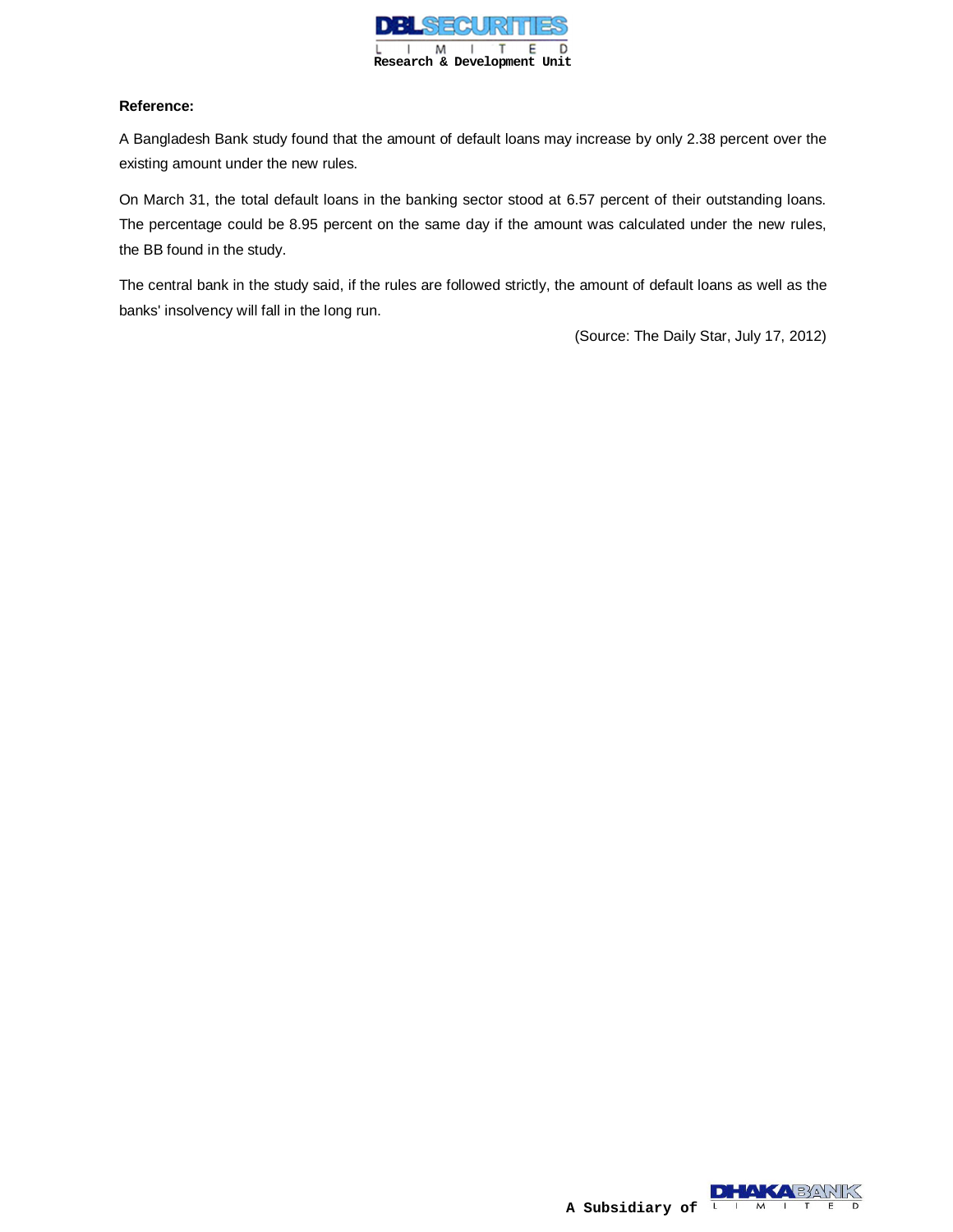**Reference:**

A Bangladesh Bank study found that the amount of default loans may increase by only 2.38 percent over the existing amount under the new rules.

On March 31, the total default loans in the banking sector stood at 6.57 percent of their outstanding loans. The percentage could be 8.95 percent on the same day if the amount was calculated under the new rules, the BB found in the study.

The central bank in the study said, if the rules are followed strictly, the amount of default loans as well as the banks' insolvency will fall in the long run.

(Source: The Daily Star, July 17, 2012)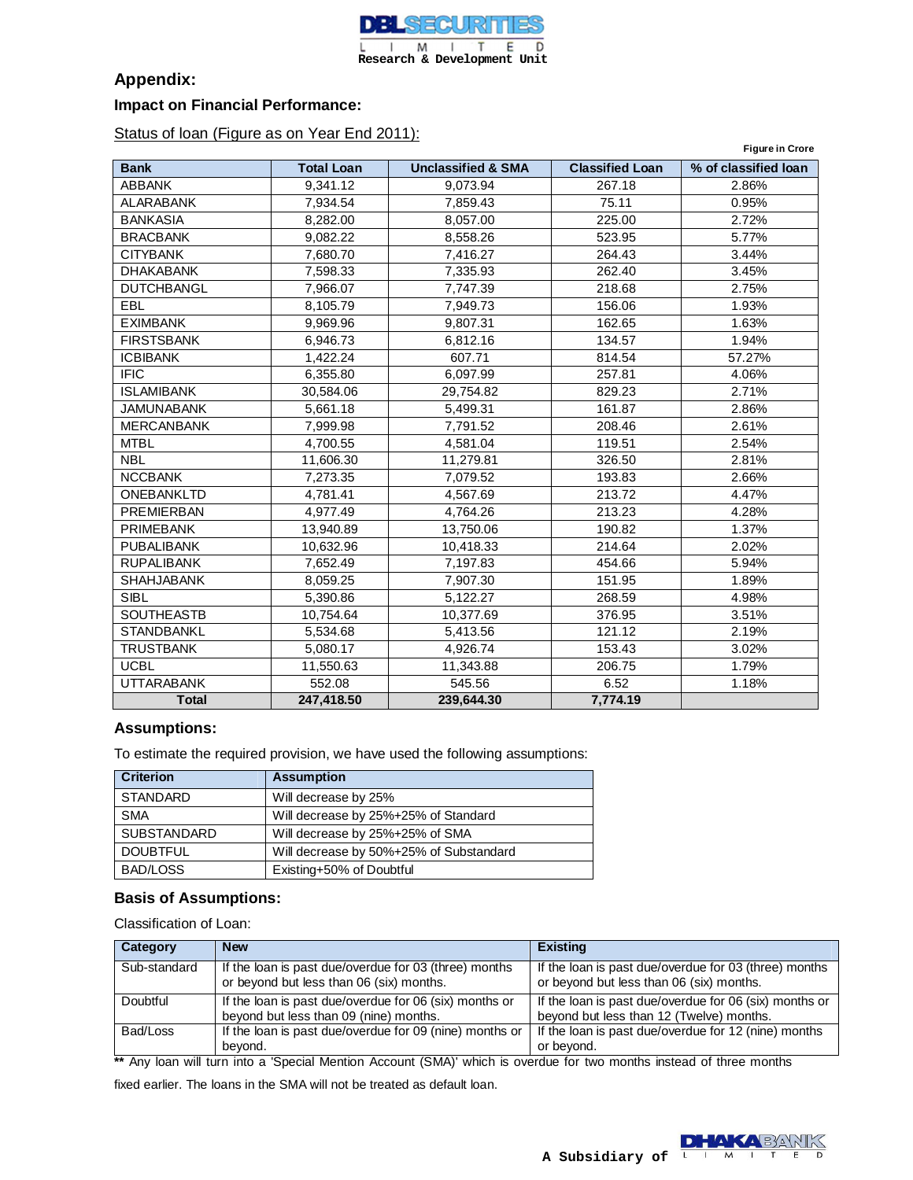## Appendix:

### Impact on Financial Performance:

Status of loan (Figure as on Year End 2011):

**Figure in Crore**

| Bank | Total Loan | Unclassified & SMA | Classified Loan | % of classified loan |
|---|---|---|---|---|
| ABBANK | 9,341.12 | 9,073.94 | 267.18 | 2.86% |
| ALARABANK | 7,934.54 | 7,859.43 | 75.11 | 0.95% |
| BANKASIA | 8,282.00 | 8,057.00 | 225.00 | 2.72% |
| BRACBANK | 9,082.22 | 8,558.26 | 523.95 | 5.77% |
| CITYBANK | 7,680.70 | 7,416.27 | 264.43 | 3.44% |
| DHAKABANK | 7,598.33 | 7,335.93 | 262.40 | 3.45% |
| DUTCHBANGL | 7,966.07 | 7,747.39 | 218.68 | 2.75% |
| EBL | 8,105.79 | 7,949.73 | 156.06 | 1.93% |
| EXIMBANK | 9,969.96 | 9,807.31 | 162.65 | 1.63% |
| FIRSTSBANK | 6,946.73 | 6,812.16 | 134.57 | 1.94% |
| ICBIBANK | 1,422.24 | 607.71 | 814.54 | 57.27% |
| IFIC | 6,355.80 | 6,097.99 | 257.81 | 4.06% |
| ISLAMIBANK | 30,584.06 | 29,754.82 | 829.23 | 2.71% |
| JAMUNABANK | 5,661.18 | 5,499.31 | 161.87 | 2.86% |
| MERCANBANK | 7,999.98 | 7,791.52 | 208.46 | 2.61% |
| MTBL | 4,700.55 | 4,581.04 | 119.51 | 2.54% |
| NBL | 11,606.30 | 11,279.81 | 326.50 | 2.81% |
| NCCBANK | 7,273.35 | 7,079.52 | 193.83 | 2.66% |
| ONEBANKLTD | 4,781.41 | 4,567.69 | 213.72 | 4.47% |
| PREMIERBAN | 4,977.49 | 4,764.26 | 213.23 | 4.28% |
| PRIMEBANK | 13,940.89 | 13,750.06 | 190.82 | 1.37% |
| PUBALIBANK | 10,632.96 | 10,418.33 | 214.64 | 2.02% |
| RUPALIBANK | 7,652.49 | 7,197.83 | 454.66 | 5.94% |
| SHAHJABANK | 8,059.25 | 7,907.30 | 151.95 | 1.89% |
| SIBL | 5,390.86 | 5,122.27 | 268.59 | 4.98% |
| SOUTHEASTB | 10,754.64 | 10,377.69 | 376.95 | 3.51% |
| STANDBANKL | 5,534.68 | 5,413.56 | 121.12 | 2.19% |
| TRUSTBANK | 5,080.17 | 4,926.74 | 153.43 | 3.02% |
| UCBL | 11,550.63 | 11,343.88 | 206.75 | 1.79% |
| UTTARABANK | 552.08 | 545.56 | 6.52 | 1.18% |
| **Total** | **247,418.50** | **239,644.30** | **7,774.19** | |

### Assumptions:

To estimate the required provision, we have used the following assumptions:

| Criterion | Assumption |
|---|---|
| STANDARD | Will decrease by 25% |
| SMA | Will decrease by 25%+25% of Standard |
| SUBSTANDARD | Will decrease by 25%+25% of SMA |
| DOUBTFUL | Will decrease by 50%+25% of Substandard |
| BAD/LOSS | Existing+50% of Doubtful |

### Basis of Assumptions:

Classification of Loan:

| Category | New | Existing |
|---|---|---|
| Sub-standard | If the loan is past due/overdue for 03 (three) months or beyond but less than 06 (six) months. | If the loan is past due/overdue for 03 (three) months or beyond but less than 06 (six) months. |
| Doubtful | If the loan is past due/overdue for 06 (six) months or beyond but less than 09 (nine) months. | If the loan is past due/overdue for 06 (six) months or beyond but less than 12 (Twelve) months. |
| Bad/Loss | If the loan is past due/overdue for 09 (nine) months or beyond. | If the loan is past due/overdue for 12 (nine) months or beyond. |

**\*\*** Any loan will turn into a 'Special Mention Account (SMA)' which is overdue for two months instead of three months fixed earlier. The loans in the SMA will not be treated as default loan.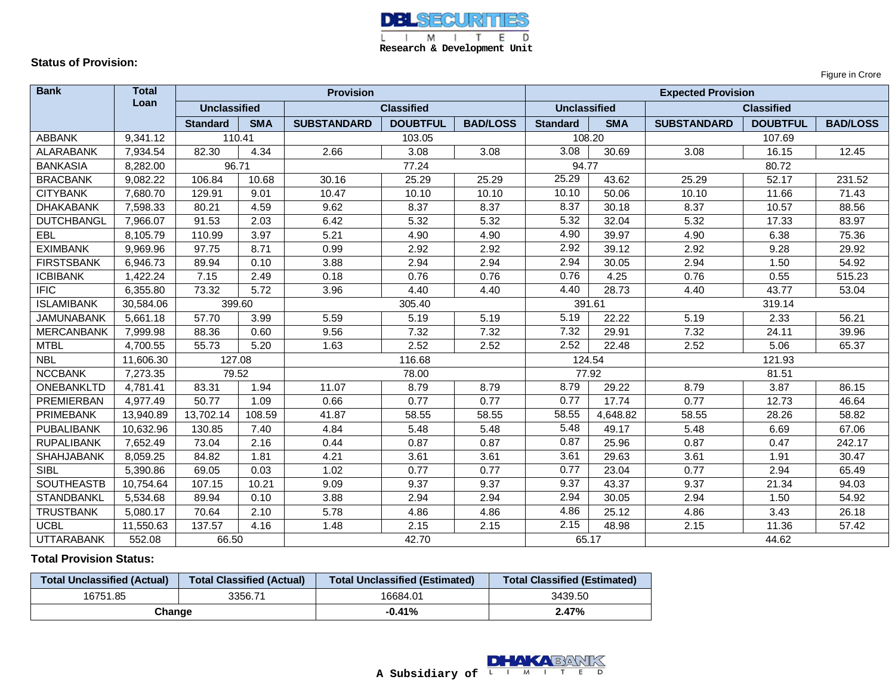DBL SECURITIES LIMITED
Research & Development Unit

**Status of Provision:**

Figure in Crore

| Bank | Total Loan | Provision | | | | | Expected Provision | | | | |
|---|---|---|---|---|---|---|---|---|---|---|---|
| | | Unclassified | | Classified | | | Unclassified | | Classified | | |
| | | Standard | SMA | SUBSTANDARD | DOUBTFUL | BAD/LOSS | Standard | SMA | SUBSTANDARD | DOUBTFUL | BAD/LOSS |
| ABBANK | 9,341.12 | 110.41 | | 103.05 | | | 108.20 | | 107.69 | | |
| ALARABANK | 7,934.54 | 82.30 | 4.34 | 2.66 | 3.08 | 3.08 | 3.08 | 30.69 | 3.08 | 16.15 | 12.45 |
| BANKASIA | 8,282.00 | 96.71 | | 77.24 | | | 94.77 | | 80.72 | | |
| BRACBANK | 9,082.22 | 106.84 | 10.68 | 30.16 | 25.29 | 25.29 | 25.29 | 43.62 | 25.29 | 52.17 | 231.52 |
| CITYBANK | 7,680.70 | 129.91 | 9.01 | 10.47 | 10.10 | 10.10 | 10.10 | 50.06 | 10.10 | 11.66 | 71.43 |
| DHAKABANK | 7,598.33 | 80.21 | 4.59 | 9.62 | 8.37 | 8.37 | 8.37 | 30.18 | 8.37 | 10.57 | 88.56 |
| DUTCHBANGL | 7,966.07 | 91.53 | 2.03 | 6.42 | 5.32 | 5.32 | 5.32 | 32.04 | 5.32 | 17.33 | 83.97 |
| EBL | 8,105.79 | 110.99 | 3.97 | 5.21 | 4.90 | 4.90 | 4.90 | 39.97 | 4.90 | 6.38 | 75.36 |
| EXIMBANK | 9,969.96 | 97.75 | 8.71 | 0.99 | 2.92 | 2.92 | 2.92 | 39.12 | 2.92 | 9.28 | 29.92 |
| FIRSTSBANK | 6,946.73 | 89.94 | 0.10 | 3.88 | 2.94 | 2.94 | 2.94 | 30.05 | 2.94 | 1.50 | 54.92 |
| ICBIBANK | 1,422.24 | 7.15 | 2.49 | 0.18 | 0.76 | 0.76 | 0.76 | 4.25 | 0.76 | 0.55 | 515.23 |
| IFIC | 6,355.80 | 73.32 | 5.72 | 3.96 | 4.40 | 4.40 | 4.40 | 28.73 | 4.40 | 43.77 | 53.04 |
| ISLAMIBANK | 30,584.06 | 399.60 | | 305.40 | | | 391.61 | | 319.14 | | |
| JAMUNABANK | 5,661.18 | 57.70 | 3.99 | 5.59 | 5.19 | 5.19 | 5.19 | 22.22 | 5.19 | 2.33 | 56.21 |
| MERCANBANK | 7,999.98 | 88.36 | 0.60 | 9.56 | 7.32 | 7.32 | 7.32 | 29.91 | 7.32 | 24.11 | 39.96 |
| MTBL | 4,700.55 | 55.73 | 5.20 | 1.63 | 2.52 | 2.52 | 2.52 | 22.48 | 2.52 | 5.06 | 65.37 |
| NBL | 11,606.30 | 127.08 | | 116.68 | | | 124.54 | | 121.93 | | |
| NCCBANK | 7,273.35 | 79.52 | | 78.00 | | | 77.92 | | 81.51 | | |
| ONEBANKLTD | 4,781.41 | 83.31 | 1.94 | 11.07 | 8.79 | 8.79 | 8.79 | 29.22 | 8.79 | 3.87 | 86.15 |
| PREMIERBAN | 4,977.49 | 50.77 | 1.09 | 0.66 | 0.77 | 0.77 | 0.77 | 17.74 | 0.77 | 12.73 | 46.64 |
| PRIMEBANK | 13,940.89 | 13,702.14 | 108.59 | 41.87 | 58.55 | 58.55 | 58.55 | 4,648.82 | 58.55 | 28.26 | 58.82 |
| PUBALIBANK | 10,632.96 | 130.85 | 7.40 | 4.84 | 5.48 | 5.48 | 5.48 | 49.17 | 5.48 | 6.69 | 67.06 |
| RUPALIBANK | 7,652.49 | 73.04 | 2.16 | 0.44 | 0.87 | 0.87 | 0.87 | 25.96 | 0.87 | 0.47 | 242.17 |
| SHAHJABANK | 8,059.25 | 84.82 | 1.81 | 4.21 | 3.61 | 3.61 | 3.61 | 29.63 | 3.61 | 1.91 | 30.47 |
| SIBL | 5,390.86 | 69.05 | 0.03 | 1.02 | 0.77 | 0.77 | 0.77 | 23.04 | 0.77 | 2.94 | 65.49 |
| SOUTHEASTB | 10,754.64 | 107.15 | 10.21 | 9.09 | 9.37 | 9.37 | 9.37 | 43.37 | 9.37 | 21.34 | 94.03 |
| STANDBANKL | 5,534.68 | 89.94 | 0.10 | 3.88 | 2.94 | 2.94 | 2.94 | 30.05 | 2.94 | 1.50 | 54.92 |
| TRUSTBANK | 5,080.17 | 70.64 | 2.10 | 5.78 | 4.86 | 4.86 | 4.86 | 25.12 | 4.86 | 3.43 | 26.18 |
| UCBL | 11,550.63 | 137.57 | 4.16 | 1.48 | 2.15 | 2.15 | 2.15 | 48.98 | 2.15 | 11.36 | 57.42 |
| UTTARABANK | 552.08 | 66.50 | | 42.70 | | | 65.17 | | 44.62 | | |

**Total Provision Status:**

| Total Unclassified (Actual) | Total Classified (Actual) | Total Unclassified (Estimated) | Total Classified (Estimated) |
|---|---|---|---|
| 16751.85 | 3356.71 | 16684.01 | 3439.50 |
| **Change** | | **-0.41%** | **2.47%** |

A Subsidiary of DHAKA BANK LIMITED